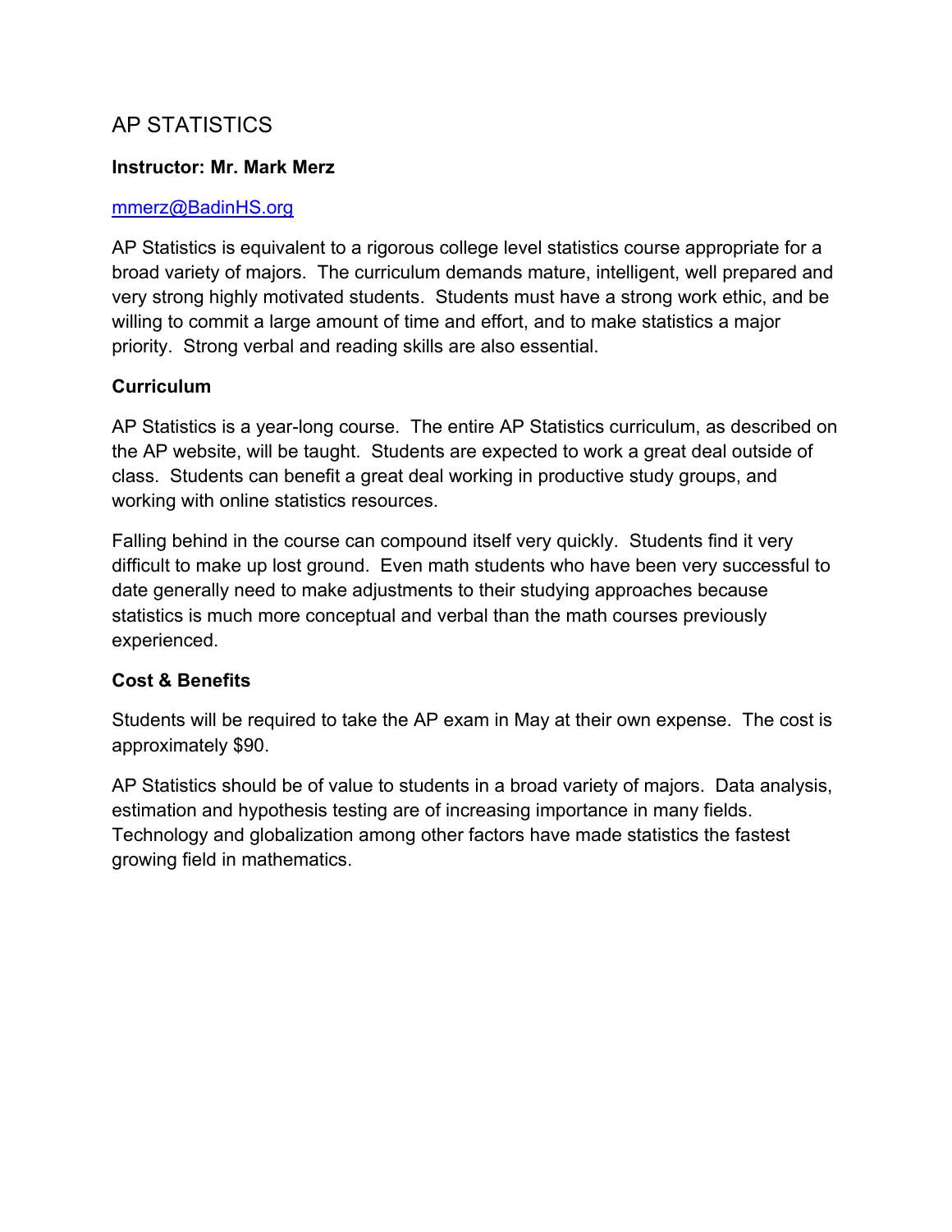# AP STATISTICS

**Instructor: Mr. Mark Merz**

[mmerz@BadinHS.org](mailto:mmerz@BadinHS.org)

AP Statistics is equivalent to a rigorous college level statistics course appropriate for a broad variety of majors. The curriculum demands mature, intelligent, well prepared and very strong highly motivated students. Students must have a strong work ethic, and be willing to commit a large amount of time and effort, and to make statistics a major priority. Strong verbal and reading skills are also essential.

## Curriculum

AP Statistics is a year-long course. The entire AP Statistics curriculum, as described on the AP website, will be taught. Students are expected to work a great deal outside of class. Students can benefit a great deal working in productive study groups, and working with online statistics resources.

Falling behind in the course can compound itself very quickly. Students find it very difficult to make up lost ground. Even math students who have been very successful to date generally need to make adjustments to their studying approaches because statistics is much more conceptual and verbal than the math courses previously experienced.

## Cost & Benefits

Students will be required to take the AP exam in May at their own expense. The cost is approximately $90.

AP Statistics should be of value to students in a broad variety of majors. Data analysis, estimation and hypothesis testing are of increasing importance in many fields. Technology and globalization among other factors have made statistics the fastest growing field in mathematics.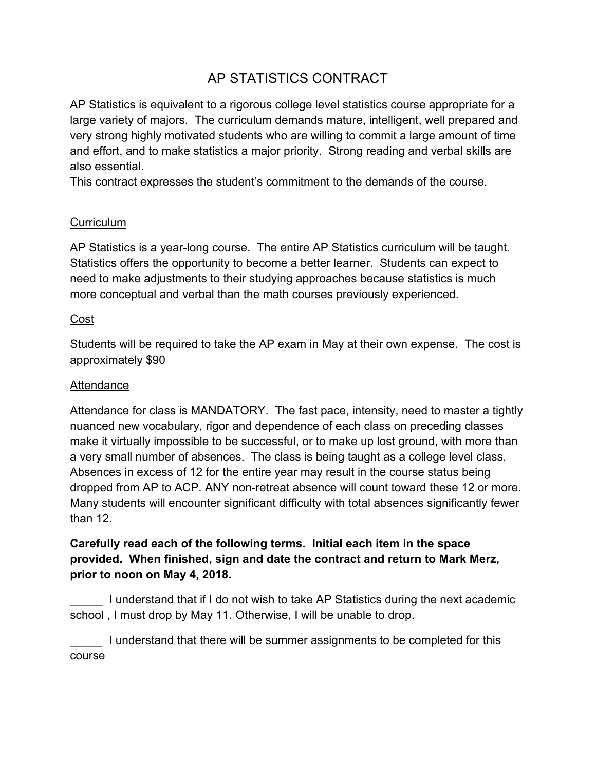# AP STATISTICS CONTRACT

AP Statistics is equivalent to a rigorous college level statistics course appropriate for a large variety of majors. The curriculum demands mature, intelligent, well prepared and very strong highly motivated students who are willing to commit a large amount of time and effort, and to make statistics a major priority. Strong reading and verbal skills are also essential.

This contract expresses the student's commitment to the demands of the course.

## Curriculum

AP Statistics is a year-long course. The entire AP Statistics curriculum will be taught. Statistics offers the opportunity to become a better learner. Students can expect to need to make adjustments to their studying approaches because statistics is much more conceptual and verbal than the math courses previously experienced.

## Cost

Students will be required to take the AP exam in May at their own expense. The cost is approximately $90

## Attendance

Attendance for class is MANDATORY. The fast pace, intensity, need to master a tightly nuanced new vocabulary, rigor and dependence of each class on preceding classes make it virtually impossible to be successful, or to make up lost ground, with more than a very small number of absences. The class is being taught as a college level class. Absences in excess of 12 for the entire year may result in the course status being dropped from AP to ACP. ANY non-retreat absence will count toward these 12 or more. Many students will encounter significant difficulty with total absences significantly fewer than 12.

**Carefully read each of the following terms. Initial each item in the space provided. When finished, sign and date the contract and return to Mark Merz, prior to noon on May 4, 2018.**

_____ I understand that if I do not wish to take AP Statistics during the next academic school , I must drop by May 11. Otherwise, I will be unable to drop.

_____ I understand that there will be summer assignments to be completed for this course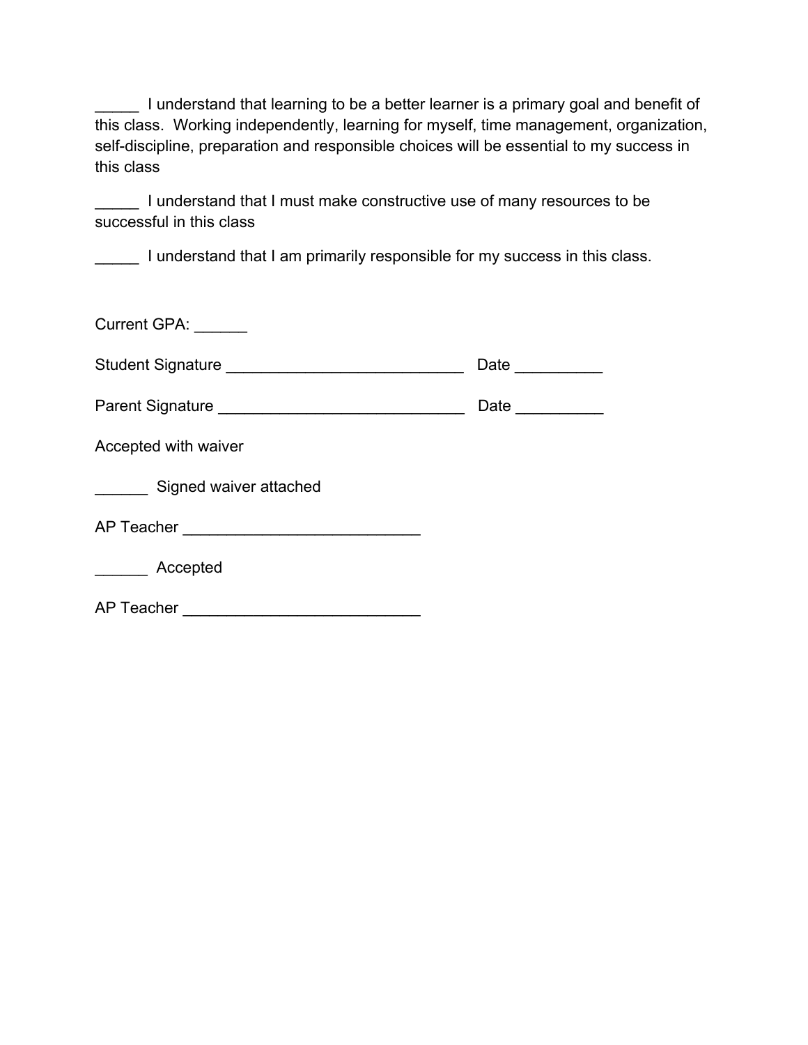_____ I understand that learning to be a better learner is a primary goal and benefit of this class. Working independently, learning for myself, time management, organization, self-discipline, preparation and responsible choices will be essential to my success in this class

_____ I understand that I must make constructive use of many resources to be successful in this class

_____ I understand that I am primarily responsible for my success in this class.

Current GPA: ______

Student Signature ___________________________ Date __________

Parent Signature ____________________________ Date __________

Accepted with waiver

______ Signed waiver attached

AP Teacher ___________________________

______ Accepted

AP Teacher ___________________________